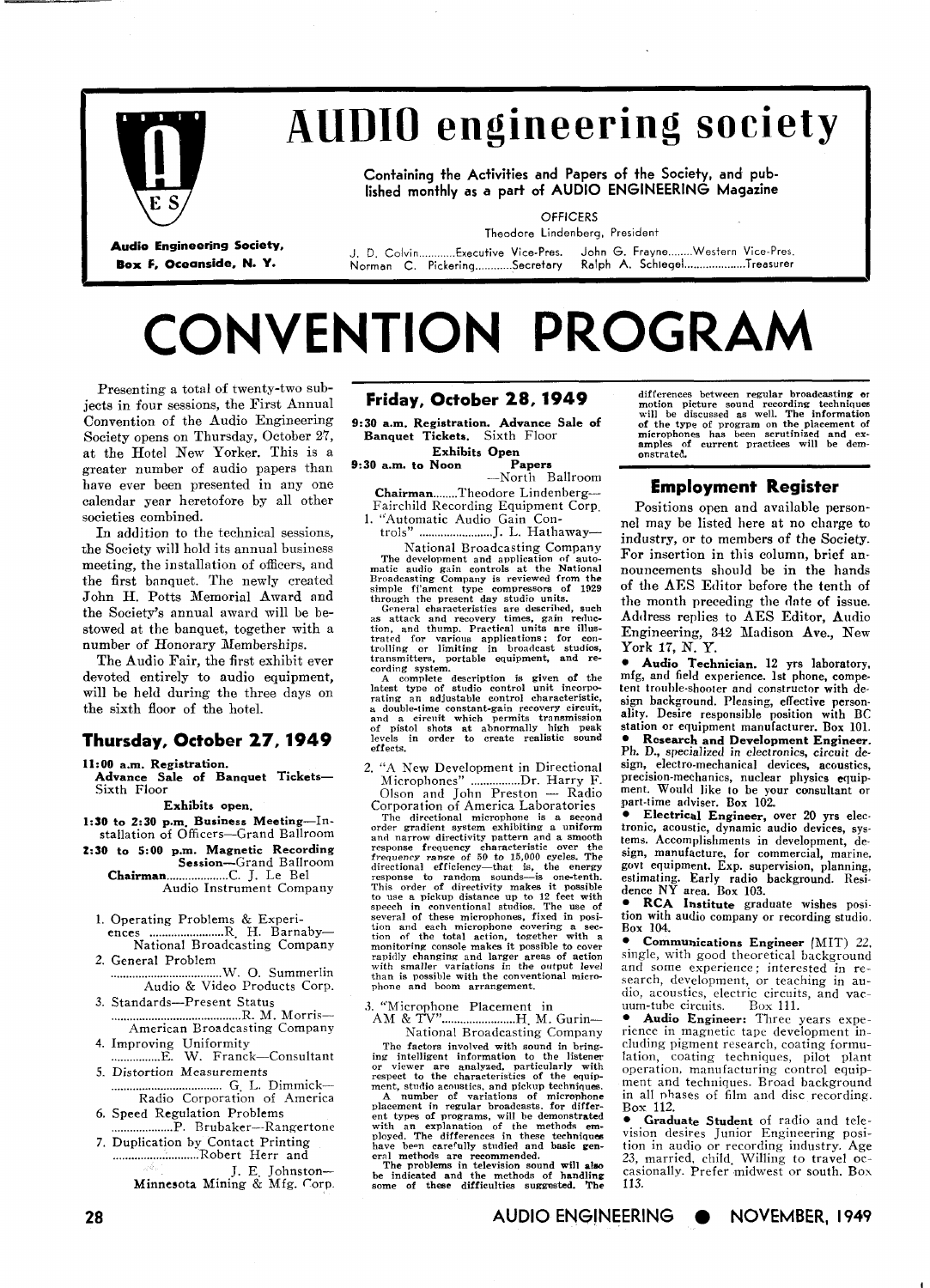# AUDIO engineering society

**Containing the Activities and Papers of the Society, and published monthly as a part of AUDIO ENGINEERING Magazine**

**Audio Engineering Society,**
**Box F, Oceanside, N. Y.**

OFFICERS

Theodore Lindenberg, President

J. D. Colvin............Executive Vice-Pres. John G. Frayne........Western Vice-Pres.
Norman C. Pickering............Secretary Ralph A. Schiegel....................Treasurer

# CONVENTION PROGRAM

Presenting a total of twenty-two subjects in four sessions, the First Annual Convention of the Audio Engineering Society opens on Thursday, October 27, at the Hotel New Yorker. This is a greater number of audio papers than have ever been presented in any one calendar year heretofore by all other societies combined.

In addition to the technical sessions, the Society will hold its annual business meeting, the installation of officers, and the first banquet. The newly created John H. Potts Memorial Award and the Society's annual award will be bestowed at the banquet, together with a number of Honorary Memberships.

The Audio Fair, the first exhibit ever devoted entirely to audio equipment, will be held during the three days on the sixth floor of the hotel.

## Thursday, October 27, 1949

**11:00 a.m. Registration.**
**Advance Sale of Banquet Tickets—** Sixth Floor

**Exhibits open.**

**1:30 to 2:30 p.m. Business Meeting**—Installation of Officers—Grand Ballroom

**2:30 to 5:00 p.m. Magnetic Recording Session**—Grand Ballroom

**Chairman**....................C. J. Le Bel
Audio Instrument Company

1. Operating Problems & Experiences ........................R. H. Barnaby—National Broadcasting Company
2. General Problem ....................................W. O. Summerlin
Audio & Video Products Corp.
3. Standards—Present Status ..........................................R. M. Morris—American Broadcasting Company
4. Improving Uniformity ................E. W. Franck—Consultant
5. Distortion Measurements .................................... G. L. Dimmick—Radio Corporation of America
6. Speed Regulation Problems ....................P. Brubaker—Rangertone
7. Duplication by Contact Printing ............................Robert Herr and J. E. Johnston—Minnesota Mining & Mfg. Corp.

## Friday, October 28, 1949

**9:30 a.m. Registration. Advance Sale of Banquet Tickets.** Sixth Floor

**Exhibits Open**

**9:30 a.m. to Noon Papers** —North Ballroom

**Chairman**........Theodore Lindenberg—Fairchild Recording Equipment Corp.

1. "Automatic Audio Gain Controls" ........................J. L. Hathaway—National Broadcasting Company

The development and application of automatic audio gain controls at the National Broadcasting Company is reviewed from the simple filament type compressors of 1929 through the present day studio units.

General characteristics are described, such as attack and recovery times, gain reduction, and thump. Practical units are illustrated for various applications; for controlling or limiting in broadcast studios, transmitters, portable equipment, and recording system.

A complete description is given of the latest type of studio control unit incorporating an adjustable control characteristic, a double-time constant-gain recovery circuit, and a circuit which permits transmission of pistol shots at abnormally high peak levels in order to create realistic sound effects.

2. "A New Development in Directional Microphones" ................Dr. Harry F. Olson and John Preston — Radio Corporation of America Laboratories

The directional microphone is a second order gradient system exhibiting a uniform and narrow directivity pattern and a smooth response frequency characteristic over the frequency range of 50 to 15,000 cycles. The directional efficiency—that is, the energy response to random sounds—is one-tenth. This order of directivity makes it possible to use a pickup distance up to 12 feet with speech in conventional studios. The use of several of these microphones, fixed in position and each microphone covering a section of the total action, together with a monitoring console makes it possible to cover rapidly changing and larger areas of action with smaller variations in the output level than is possible with the conventional microphone and boom arrangement.

3. "Microphone Placement in AM & TV"........................H. M. Gurin—National Broadcasting Company

The factors involved with sound in bringing intelligent information to the listener or viewer are analyzed, particularly with respect to the characteristics of the equipment, studio acoustics, and pickup techniques.

A number of variations of microphone placement in regular broadcasts, for different types of programs, will be demonstrated with an explanation of the methods employed. The differences in these techniques have been carefully studied and basic general methods are recommended.

The problems in television sound will also be indicated and the methods of handling some of these difficulties suggested. The differences between regular broadcasting or motion picture sound recording techniques will be discussed as well. The information of the type of program on the placement of microphones has been scrutinized and examples of current practices will be demonstrated.

## Employment Register

Positions open and available personnel may be listed here at no charge to industry, or to members of the Society. For insertion in this column, brief announcements should be in the hands of the AES Editor before the tenth of the month preceding the date of issue. Address replies to AES Editor, Audio Engineering, 342 Madison Ave., New York 17, N. Y.

- **Audio Technician.** 12 yrs laboratory, mfg, and field experience. 1st phone, competent trouble-shooter and constructor with design background. Pleasing, effective personality. Desire responsible position with BC station or equipment manufacturer. Box 101.
- **Research and Development Engineer.** Ph. D., specialized in electronics, circuit design, electro-mechanical devices, acoustics, precision-mechanics, nuclear physics equipment. Would like to be your consultant or part-time adviser. Box 102.
- **Electrical Engineer,** over 20 yrs electronic, acoustic, dynamic audio devices, systems. Accomplishments in development, design, manufacture, for commercial, marine, govt equipment. Exp. supervision, planning, estimating. Early radio background. Residence NY area. Box 103.
- **RCA Institute** graduate wishes position with audio company or recording studio. Box 104.
- **Communications Engineer** (MIT) 22, single, with good theoretical background and some experience; interested in research, development, or teaching in audio, acoustics, electric circuits, and vacuum-tube circuits. Box 111.
- **Audio Engineer:** Three years experience in magnetic tape development including pigment research, coating formulation, coating techniques, pilot plant operation, manufacturing control equipment and techniques. Broad background in all phases of film and disc recording. Box 112.
- **Graduate Student** of radio and television desires Junior Engineering position in audio or recording industry. Age 23, married, child. Willing to travel occasionally. Prefer midwest or south. Box 113.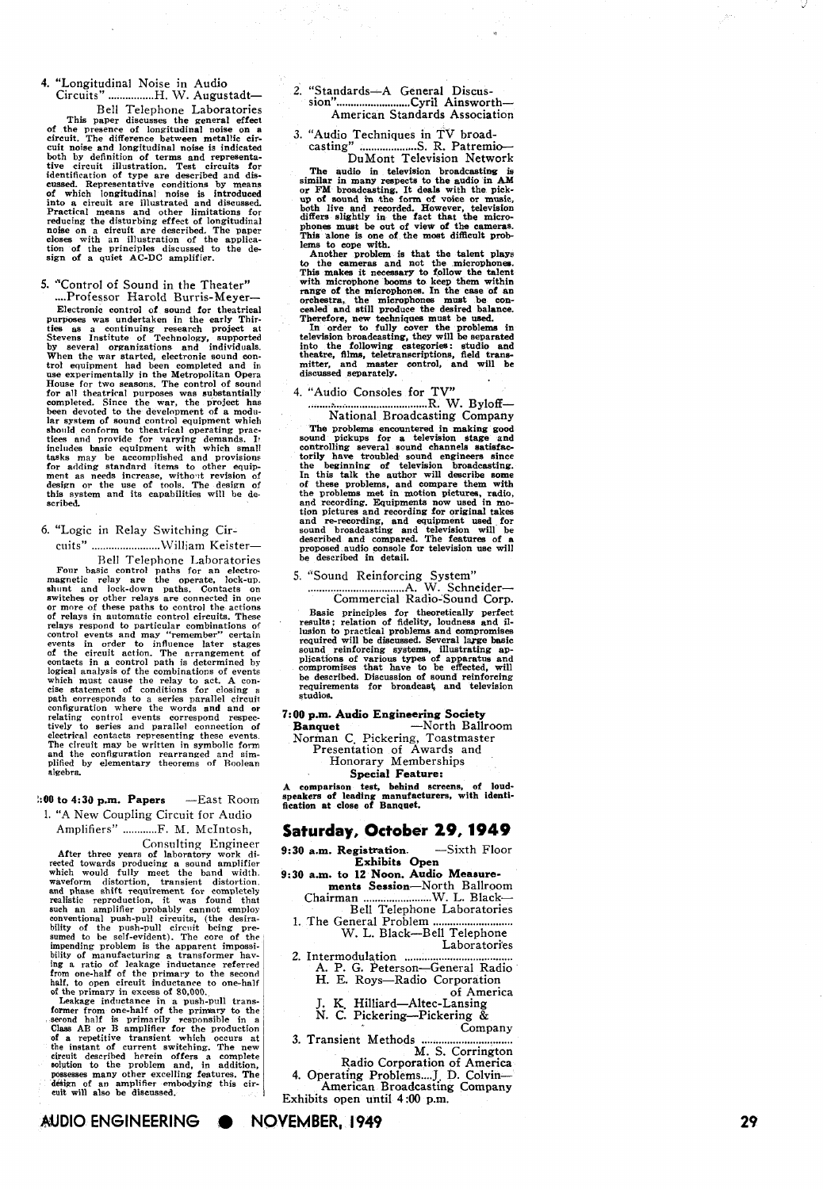4. "Longitudinal Noise in Audio Circuits" ................H. W. Augustadt—
Bell Telephone Laboratories

This paper discusses the general effect of the presence of longitudinal noise on a circuit. The difference between metallic circuit noise and longitudinal noise is indicated both by definition of terms and representative circuit illustration. Test circuits for identification of type are described and discussed. Representative conditions by means of which longitudinal noise is introduced into a circuit are illustrated and discussed. Practical means and other limitations for reducing the disturbing effect of longitudinal noise on a circuit are described. The paper closes with an illustration of the application of the principles discussed to the design of a quiet AC-DC amplifier.

5. "Control of Sound in the Theater" ....Professor Harold Burris-Meyer—

Electronic control of sound for theatrical purposes was undertaken in the early Thirties as a continuing research project at Stevens Institute of Technology, supported by several organizations and individuals. When the war started, electronic sound control equipment had been completed and in use experimentally in the Metropolitan Opera House for two seasons. The control of sound for all theatrical purposes was substantially completed. Since the war, the project has been devoted to the development of a modular system of sound control equipment which should conform to theatrical operating practices and provide for varying demands. It includes basic equipment with which small tasks may be accomplished and provisions for adding standard items to other equipment as needs increase, without revision of design or the use of tools. The design of this system and its capabilities will be described.

6. "Logic in Relay Switching Circuits" ........................William Keister—
Bell Telephone Laboratories

Four basic control paths for an electromagnetic relay are the operate, lock-up, shunt and lock-down paths. Contacts on switches or other relays are connected in one or more of these paths to control the actions of relays in automatic control circuits. These relays respond to particular combinations of control events and may "remember" certain events in order to influence later stages of the circuit action. The arrangement of contacts in a control path is determined by logical analysis of the combinations of events which must cause the relay to act. A concise statement of conditions for closing a path corresponds to a series parallel circuit configuration where the words and and or relating control events correspond respectively to series and parallel connection of electrical contacts representing these events. The circuit may be written in symbolic form and the configuration rearranged and simplified by elementary theorems of Boolean algebra.

**2:00 to 4:30 p.m. Papers** —East Room

1. "A New Coupling Circuit for Audio Amplifiers" ............F. M. McIntosh,
Consulting Engineer

After three years of laboratory work directed towards producing a sound amplifier which would fully meet the band width, waveform distortion, transient distortion, and phase shift requirement for completely realistic reproduction, it was found that such an amplifier probably cannot employ conventional push-pull circuits, (the desirability of the push-pull circuit being presumed to be self-evident). The core of the impending problem is the apparent impossibility of manufacturing a transformer having a ratio of leakage inductance referred from one-half of the primary to the second half, to open circuit inductance to one-half of the primary in excess of 80,000.

Leakage inductance in a push-pull transformer from one-half of the primary to the second half is primarily responsible in a Class AB or B amplifier for the production of a repetitive transient which occurs at the instant of current switching. The new circuit described herein offers a complete solution to the problem and, in addition, possesses many other excelling features. The design of an amplifier embodying this circuit will also be discussed.

2. "Standards—A General Discussion"..........................Cyril Ainsworth—
American Standards Association

3. "Audio Techniques in TV broadcasting" ....................S. R. Patremio—
DuMont Television Network

The audio in television broadcasting is similar in many respects to the audio in AM or FM broadcasting. It deals with the pick-up of sound in the form of voice or music, both live and recorded. However, television differs slightly in the fact that the microphones must be out of view of the cameras. This alone is one of the most difficult problems to cope with.

Another problem is that the talent plays to the cameras and not the microphones. This makes it necessary to follow the talent with microphone booms to keep them within range of the microphones. In the case of an orchestra, the microphones must be concealed and still produce the desired balance. Therefore, new techniques must be used.

In order to fully cover the problems in television broadcasting, they will be separated into the following categories: studio and theatre, films, teletranscriptions, field transmitter, and master control, and will be discussed separately.

4. "Audio Consoles for TV" ..................................R. W. Byloff—
National Broadcasting Company

The problems encountered in making good sound pickups for a television stage and controlling several sound channels satisfactorily have troubled sound engineers since the beginning of television broadcasting. In this talk the author will describe some of these problems, and compare them with the problems met in motion pictures, radio, and recording. Equipments now used in motion pictures and recording for original takes and re-recording, and equipment used for sound broadcasting and television will be described and compared. The features of a proposed audio console for television use will be described in detail.

5. "Sound Reinforcing System" ..................................A. W. Schneider—
Commercial Radio-Sound Corp.

Basic principles for theoretically perfect results; relation of fidelity, loudness and illusion to practical problems and compromises required will be discussed. Several large basic sound reinforcing systems, illustrating applications of various types of apparatus and compromises that have to be effected, will be described. Discussion of sound reinforcing requirements for broadcast and television studios.

**7:00 p.m. Audio Engineering Society Banquet** —North Ballroom

Norman C. Pickering, Toastmaster
Presentation of Awards and Honorary Memberships

**Special Feature:**

**A comparison test, behind screens, of loudspeakers of leading manufacturers, with identification at close of Banquet.**

## Saturday, October 29, 1949

**9:30 a.m. Registration.** —Sixth Floor
**Exhibits Open**

**9:30 a.m. to 12 Noon. Audio Measurements Session**—North Ballroom

Chairman ........................W. L. Black—
Bell Telephone Laboratories

1. The General Problem ...........................
W. L. Black—Bell Telephone Laboratories
2. Intermodulation .....................................
A. P. G. Peterson—General Radio
H. E. Roys—Radio Corporation of America
J. K. Hilliard—Altec-Lansing
N. C. Pickering—Pickering & Company
3. Transient Methods ...............................
M. S. Corrington
Radio Corporation of America
4. Operating Problems....J. D. Colvin—
American Broadcasting Company

Exhibits open until 4:00 p.m.